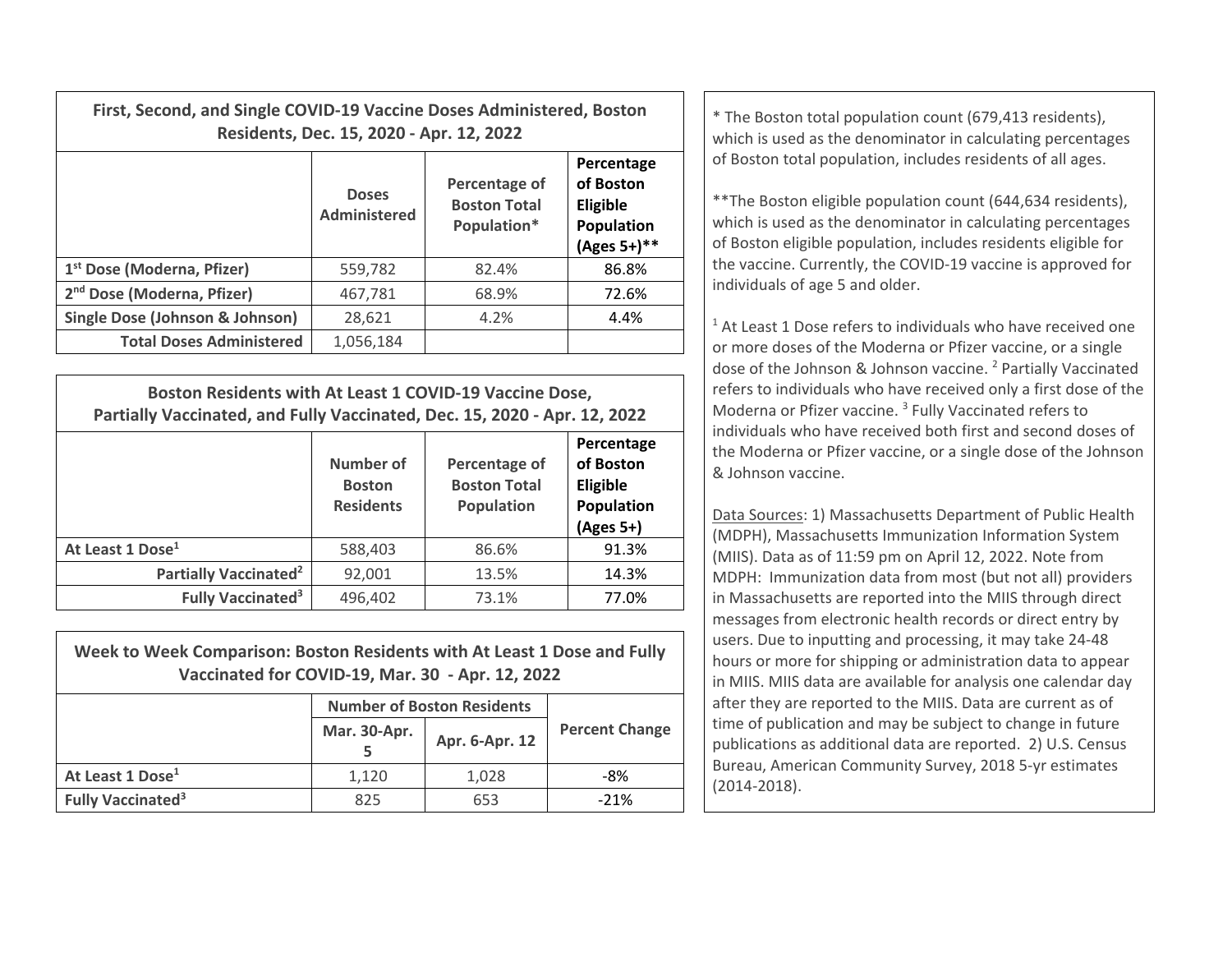**First, Second, and Single COVID-19 Vaccine Doses Administered, Boston Residents, Dec. 15, 2020 - Apr. 12, 2022**

| | Doses Administered | Percentage of Boston Total Population* | Percentage of Boston Eligible Population (Ages 5+)** |
|---|---|---|---|
| 1st Dose (Moderna, Pfizer) | 559,782 | 82.4% | 86.8% |
| 2nd Dose (Moderna, Pfizer) | 467,781 | 68.9% | 72.6% |
| Single Dose (Johnson & Johnson) | 28,621 | 4.2% | 4.4% |
| Total Doses Administered | 1,056,184 | | |

**Boston Residents with At Least 1 COVID-19 Vaccine Dose, Partially Vaccinated, and Fully Vaccinated, Dec. 15, 2020 - Apr. 12, 2022**

| | Number of Boston Residents | Percentage of Boston Total Population | Percentage of Boston Eligible Population (Ages 5+) |
|---|---|---|---|
| At Least 1 Dose[1] | 588,403 | 86.6% | 91.3% |
| Partially Vaccinated[2] | 92,001 | 13.5% | 14.3% |
| Fully Vaccinated[3] | 496,402 | 73.1% | 77.0% |

**Week to Week Comparison: Boston Residents with At Least 1 Dose and Fully Vaccinated for COVID-19, Mar. 30 - Apr. 12, 2022**

| | Number of Boston Residents | | Percent Change |
|---|---|---|---|
| | Mar. 30-Apr. 5 | Apr. 6-Apr. 12 | |
| At Least 1 Dose[1] | 1,120 | 1,028 | -8% |
| Fully Vaccinated[3] | 825 | 653 | -21% |

* The Boston total population count (679,413 residents), which is used as the denominator in calculating percentages of Boston total population, includes residents of all ages.

**The Boston eligible population count (644,634 residents), which is used as the denominator in calculating percentages of Boston eligible population, includes residents eligible for the vaccine. Currently, the COVID-19 vaccine is approved for individuals of age 5 and older.

[1] At Least 1 Dose refers to individuals who have received one or more doses of the Moderna or Pfizer vaccine, or a single dose of the Johnson & Johnson vaccine. [2] Partially Vaccinated refers to individuals who have received only a first dose of the Moderna or Pfizer vaccine. [3] Fully Vaccinated refers to individuals who have received both first and second doses of the Moderna or Pfizer vaccine, or a single dose of the Johnson & Johnson vaccine.

Data Sources: 1) Massachusetts Department of Public Health (MDPH), Massachusetts Immunization Information System (MIIS). Data as of 11:59 pm on April 12, 2022. Note from MDPH: Immunization data from most (but not all) providers in Massachusetts are reported into the MIIS through direct messages from electronic health records or direct entry by users. Due to inputting and processing, it may take 24-48 hours or more for shipping or administration data to appear in MIIS. MIIS data are available for analysis one calendar day after they are reported to the MIIS. Data are current as of time of publication and may be subject to change in future publications as additional data are reported. 2) U.S. Census Bureau, American Community Survey, 2018 5-yr estimates (2014-2018).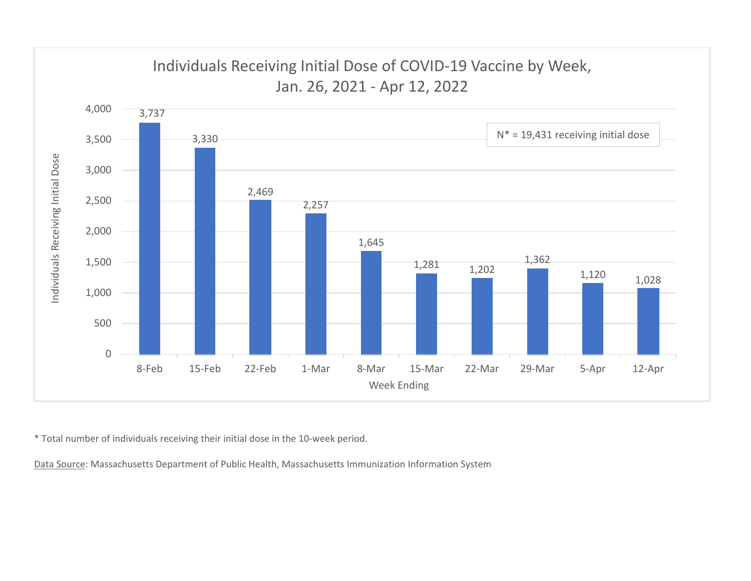## Individuals Receiving Initial Dose of COVID-19 Vaccine by Week, Jan. 26, 2021 - Apr 12, 2022

N* = 19,431 receiving initial dose

| Week Ending | Individuals Receiving Initial Dose |
|---|---|
| 8-Feb | 3,737 |
| 15-Feb | 3,330 |
| 22-Feb | 2,469 |
| 1-Mar | 2,257 |
| 8-Mar | 1,645 |
| 15-Mar | 1,281 |
| 22-Mar | 1,202 |
| 29-Mar | 1,362 |
| 5-Apr | 1,120 |
| 12-Apr | 1,028 |

* Total number of individuals receiving their initial dose in the 10-week period.

Data Source: Massachusetts Department of Public Health, Massachusetts Immunization Information System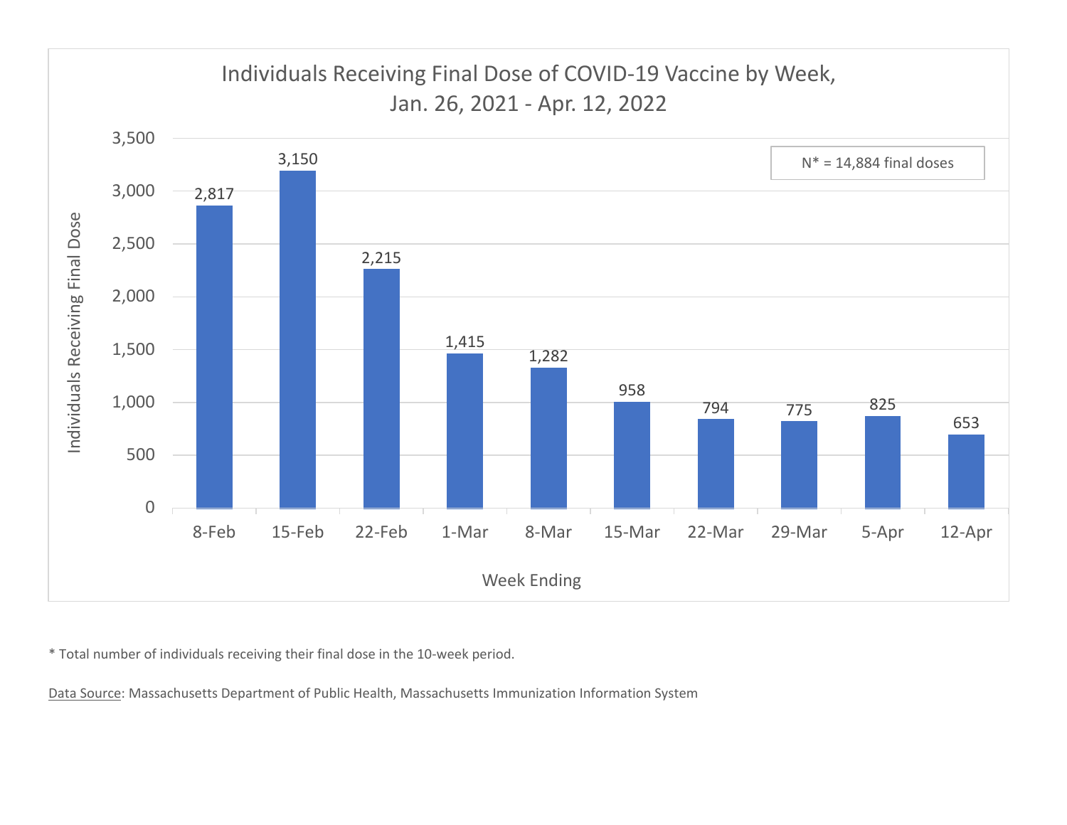Individuals Receiving Final Dose of COVID-19 Vaccine by Week, Jan. 26, 2021 - Apr. 12, 2022

N* = 14,884 final doses

| Week Ending | Individuals Receiving Final Dose |
|---|---|
| 8-Feb | 2,817 |
| 15-Feb | 3,150 |
| 22-Feb | 2,215 |
| 1-Mar | 1,415 |
| 8-Mar | 1,282 |
| 15-Mar | 958 |
| 22-Mar | 794 |
| 29-Mar | 775 |
| 5-Apr | 825 |
| 12-Apr | 653 |

* Total number of individuals receiving their final dose in the 10-week period.

Data Source: Massachusetts Department of Public Health, Massachusetts Immunization Information System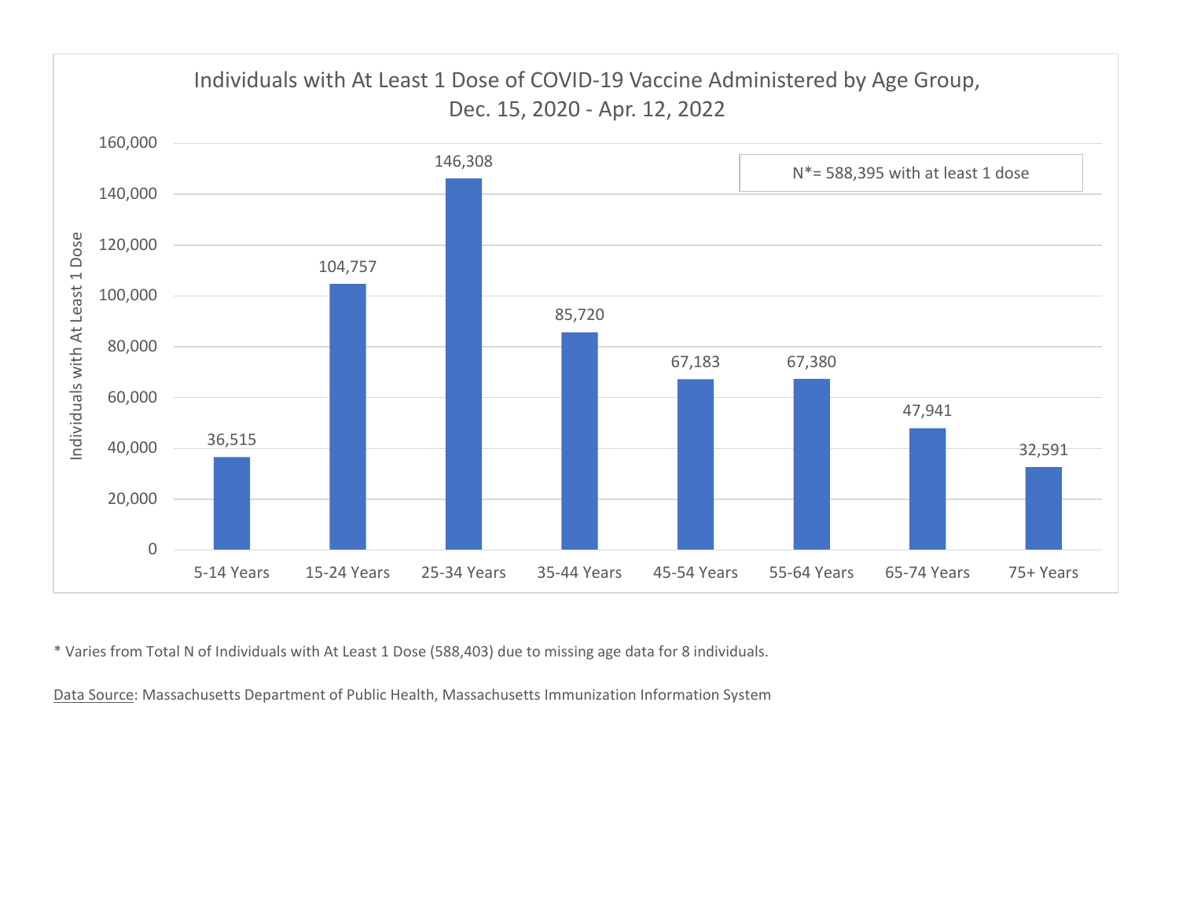## Individuals with At Least 1 Dose of COVID-19 Vaccine Administered by Age Group, Dec. 15, 2020 - Apr. 12, 2022

N*= 588,395 with at least 1 dose

| Age Group | Individuals with At Least 1 Dose |
| --- | --- |
| 5-14 Years | 36,515 |
| 15-24 Years | 104,757 |
| 25-34 Years | 146,308 |
| 35-44 Years | 85,720 |
| 45-54 Years | 67,183 |
| 55-64 Years | 67,380 |
| 65-74 Years | 47,941 |
| 75+ Years | 32,591 |

* Varies from Total N of Individuals with At Least 1 Dose (588,403) due to missing age data for 8 individuals.

Data Source: Massachusetts Department of Public Health, Massachusetts Immunization Information System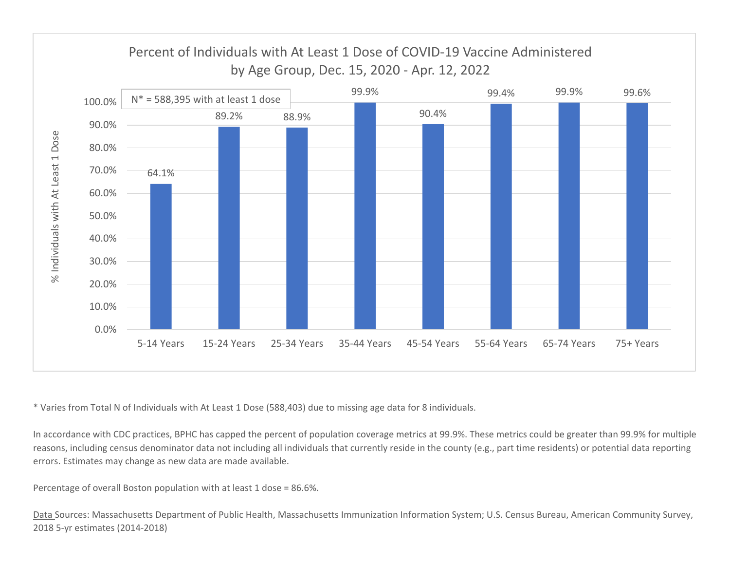## Percent of Individuals with At Least 1 Dose of COVID-19 Vaccine Administered by Age Group, Dec. 15, 2020 - Apr. 12, 2022

N* = 588,395 with at least 1 dose

| Age Group | % Individuals with At Least 1 Dose |
|---|---|
| 5-14 Years | 64.1% |
| 15-24 Years | 89.2% |
| 25-34 Years | 88.9% |
| 35-44 Years | 99.9% |
| 45-54 Years | 90.4% |
| 55-64 Years | 99.4% |
| 65-74 Years | 99.9% |
| 75+ Years | 99.6% |

* Varies from Total N of Individuals with At Least 1 Dose (588,403) due to missing age data for 8 individuals.

In accordance with CDC practices, BPHC has capped the percent of population coverage metrics at 99.9%. These metrics could be greater than 99.9% for multiple reasons, including census denominator data not including all individuals that currently reside in the county (e.g., part time residents) or potential data reporting errors. Estimates may change as new data are made available.

Percentage of overall Boston population with at least 1 dose = 86.6%.

Data Sources: Massachusetts Department of Public Health, Massachusetts Immunization Information System; U.S. Census Bureau, American Community Survey, 2018 5-yr estimates (2014-2018)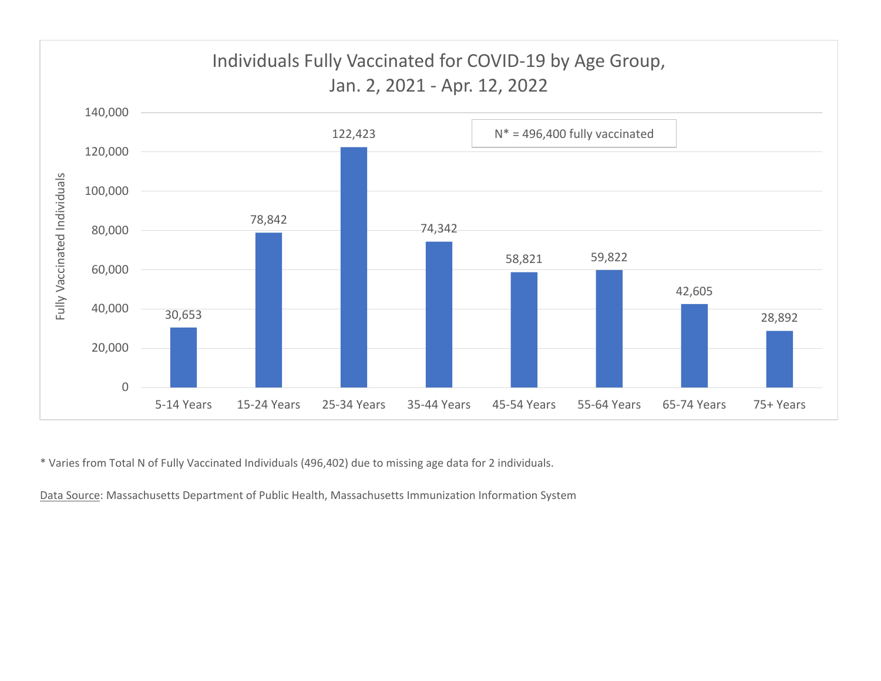## Individuals Fully Vaccinated for COVID-19 by Age Group, Jan. 2, 2021 - Apr. 12, 2022

N* = 496,400 fully vaccinated

| Age Group | Fully Vaccinated Individuals |
|---|---|
| 5-14 Years | 30,653 |
| 15-24 Years | 78,842 |
| 25-34 Years | 122,423 |
| 35-44 Years | 74,342 |
| 45-54 Years | 58,821 |
| 55-64 Years | 59,822 |
| 65-74 Years | 42,605 |
| 75+ Years | 28,892 |

* Varies from Total N of Fully Vaccinated Individuals (496,402) due to missing age data for 2 individuals.

Data Source: Massachusetts Department of Public Health, Massachusetts Immunization Information System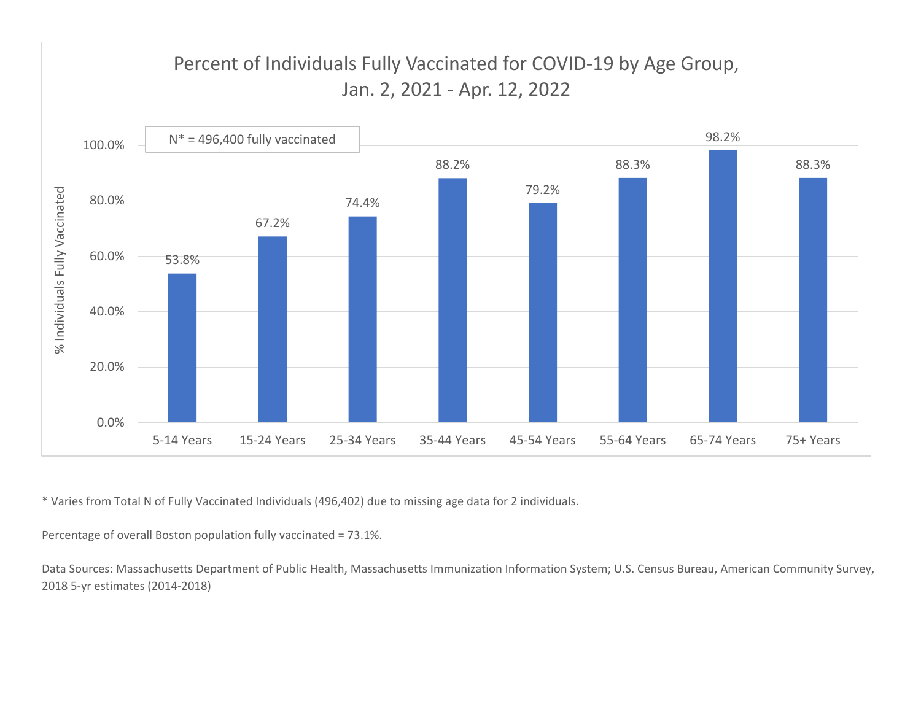## Percent of Individuals Fully Vaccinated for COVID-19 by Age Group, Jan. 2, 2021 - Apr. 12, 2022

N* = 496,400 fully vaccinated

| Age Group | % Individuals Fully Vaccinated |
| --- | --- |
| 5-14 Years | 53.8% |
| 15-24 Years | 67.2% |
| 25-34 Years | 74.4% |
| 35-44 Years | 88.2% |
| 45-54 Years | 79.2% |
| 55-64 Years | 88.3% |
| 65-74 Years | 98.2% |
| 75+ Years | 88.3% |

* Varies from Total N of Fully Vaccinated Individuals (496,402) due to missing age data for 2 individuals.

Percentage of overall Boston population fully vaccinated = 73.1%.

Data Sources: Massachusetts Department of Public Health, Massachusetts Immunization Information System; U.S. Census Bureau, American Community Survey, 2018 5-yr estimates (2014-2018)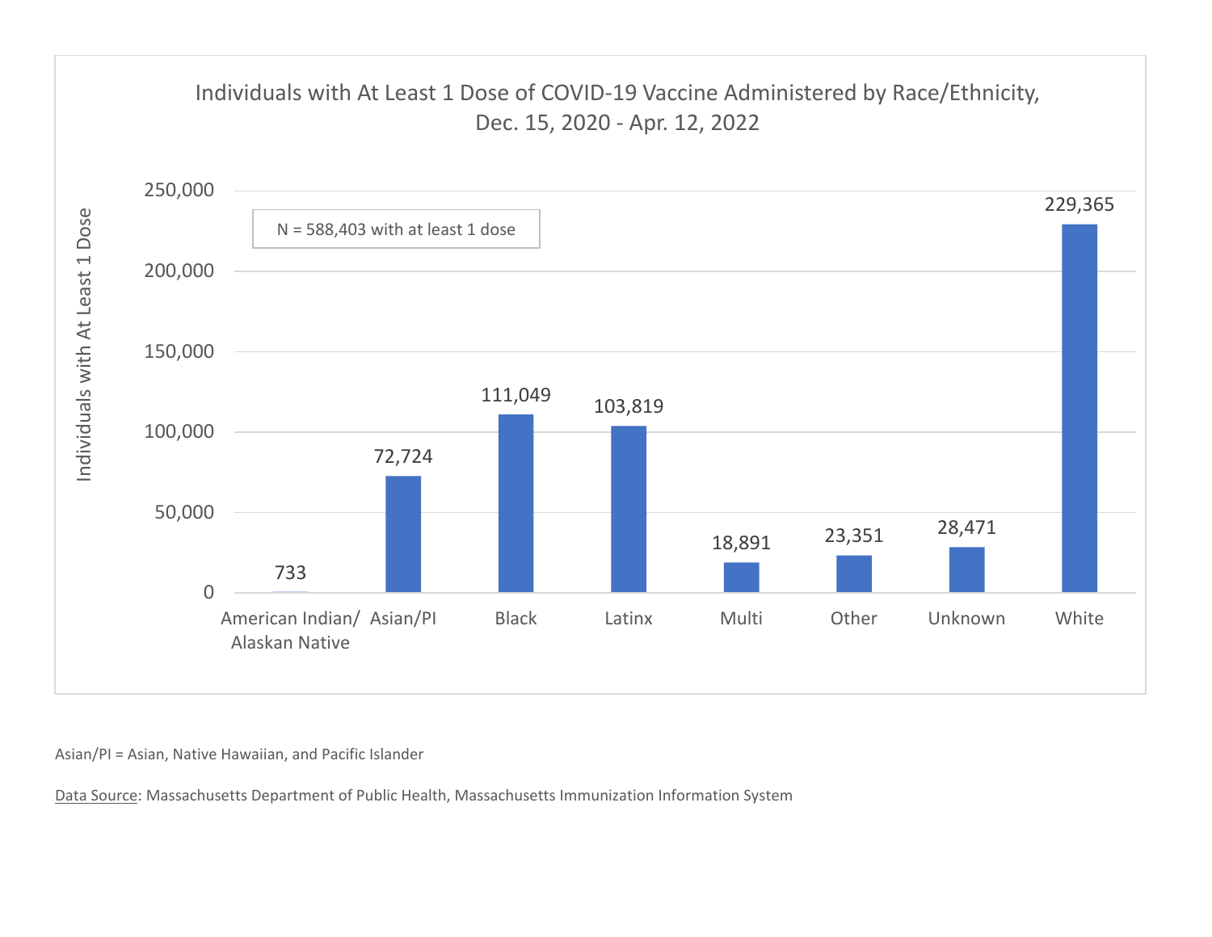## Individuals with At Least 1 Dose of COVID-19 Vaccine Administered by Race/Ethnicity, Dec. 15, 2020 - Apr. 12, 2022

N = 588,403 with at least 1 dose

| Race/Ethnicity | Individuals with At Least 1 Dose |
| --- | --- |
| American Indian/ Alaskan Native | 733 |
| Asian/PI | 72,724 |
| Black | 111,049 |
| Latinx | 103,819 |
| Multi | 18,891 |
| Other | 23,351 |
| Unknown | 28,471 |
| White | 229,365 |

Asian/PI = Asian, Native Hawaiian, and Pacific Islander

Data Source: Massachusetts Department of Public Health, Massachusetts Immunization Information System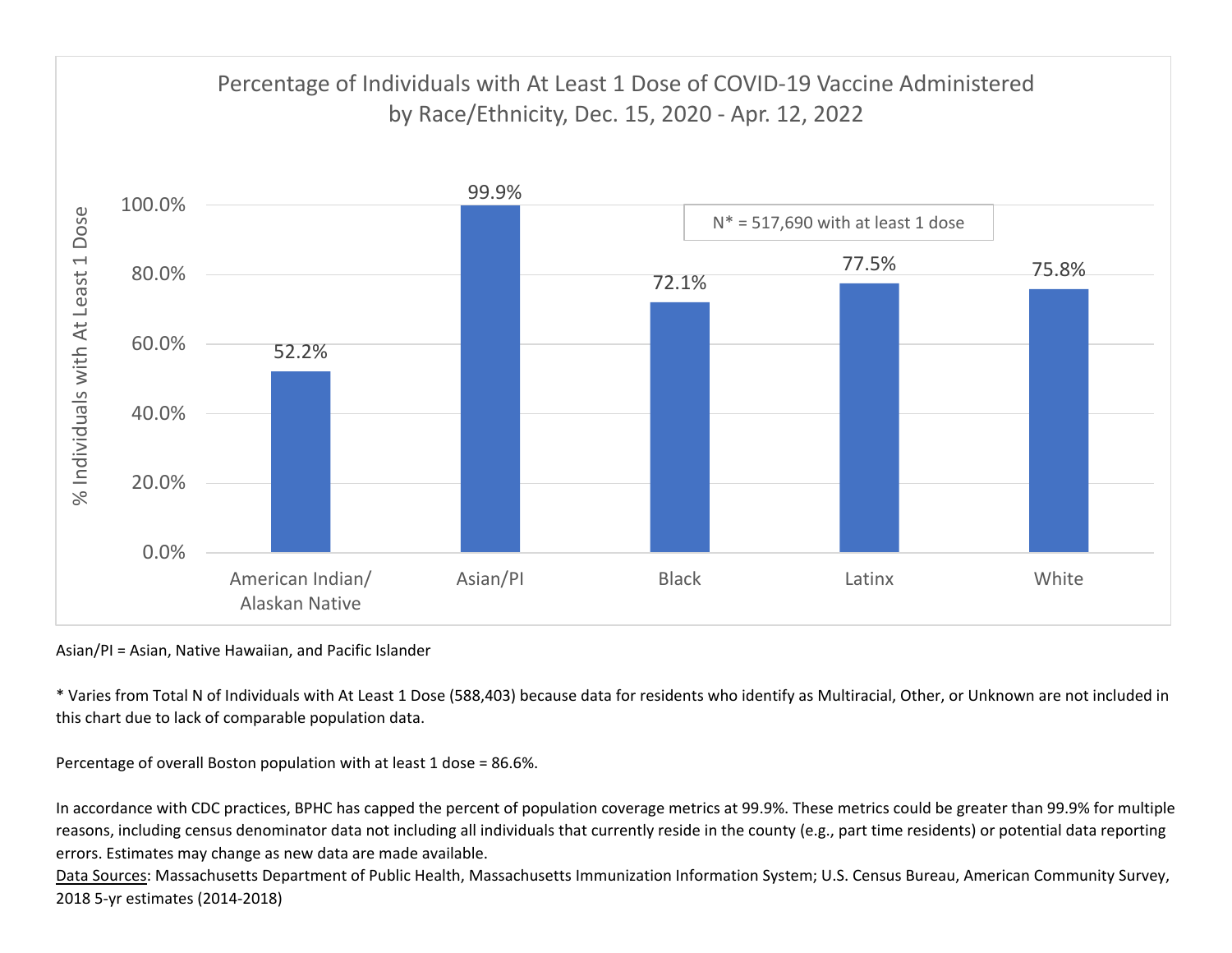## Percentage of Individuals with At Least 1 Dose of COVID-19 Vaccine Administered by Race/Ethnicity, Dec. 15, 2020 - Apr. 12, 2022

| Race/Ethnicity | % Individuals with At Least 1 Dose |
| --- | --- |
| American Indian/ Alaskan Native | 52.2% |
| Asian/PI | 99.9% |
| Black | 72.1% |
| Latinx | 77.5% |
| White | 75.8% |

N* = 517,690 with at least 1 dose

Asian/PI = Asian, Native Hawaiian, and Pacific Islander

* Varies from Total N of Individuals with At Least 1 Dose (588,403) because data for residents who identify as Multiracial, Other, or Unknown are not included in this chart due to lack of comparable population data.

Percentage of overall Boston population with at least 1 dose = 86.6%.

In accordance with CDC practices, BPHC has capped the percent of population coverage metrics at 99.9%. These metrics could be greater than 99.9% for multiple reasons, including census denominator data not including all individuals that currently reside in the county (e.g., part time residents) or potential data reporting errors. Estimates may change as new data are made available.

Data Sources: Massachusetts Department of Public Health, Massachusetts Immunization Information System; U.S. Census Bureau, American Community Survey, 2018 5-yr estimates (2014-2018)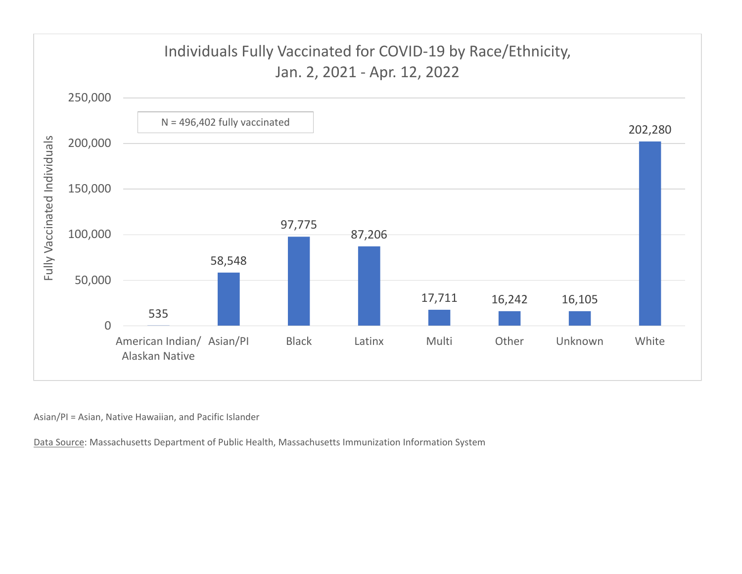## Individuals Fully Vaccinated for COVID-19 by Race/Ethnicity, Jan. 2, 2021 - Apr. 12, 2022

N = 496,402 fully vaccinated

| Race/Ethnicity | Fully Vaccinated Individuals |
| --- | --- |
| American Indian/ Alaskan Native | 535 |
| Asian/PI | 58,548 |
| Black | 97,775 |
| Latinx | 87,206 |
| Multi | 17,711 |
| Other | 16,242 |
| Unknown | 16,105 |
| White | 202,280 |

Asian/PI = Asian, Native Hawaiian, and Pacific Islander

Data Source: Massachusetts Department of Public Health, Massachusetts Immunization Information System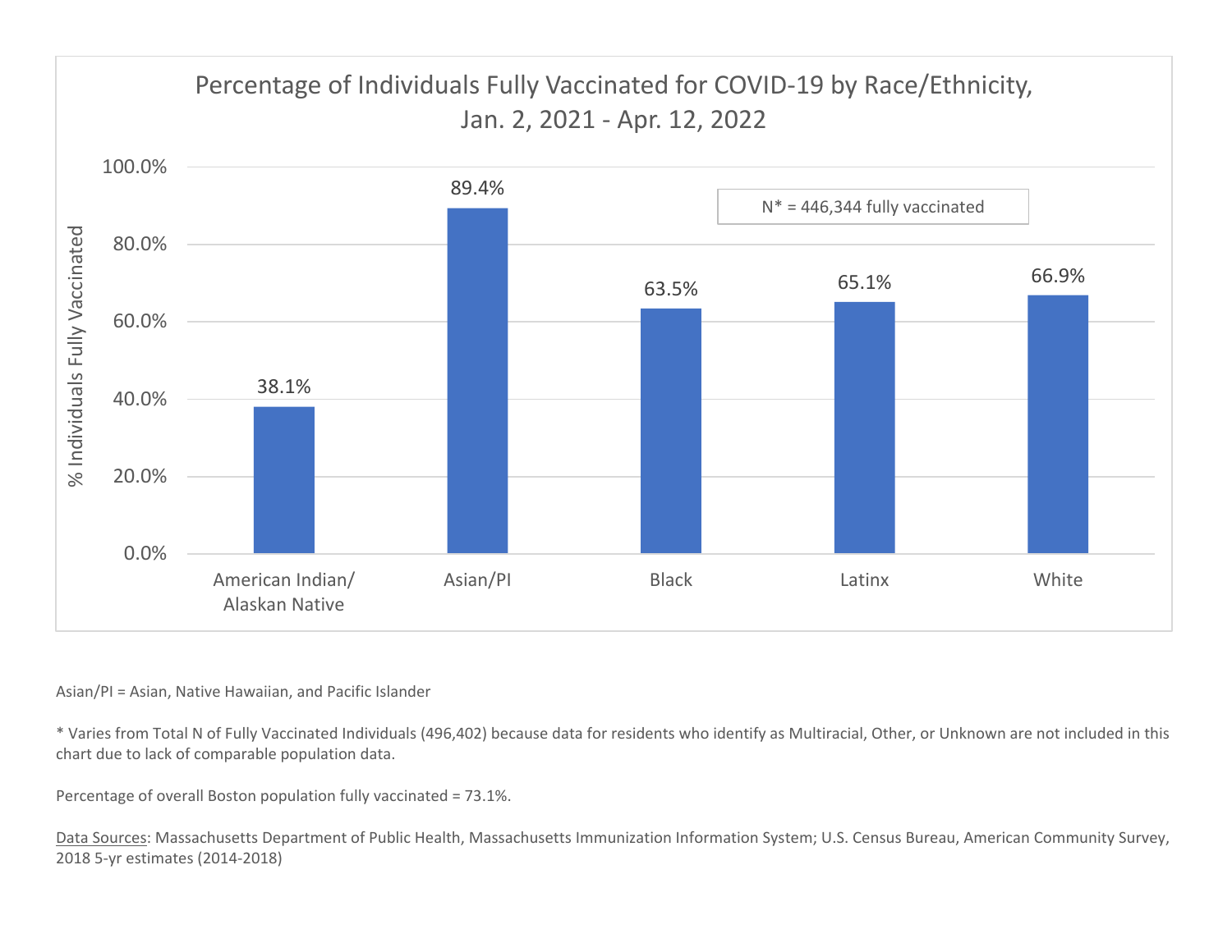## Percentage of Individuals Fully Vaccinated for COVID-19 by Race/Ethnicity, Jan. 2, 2021 - Apr. 12, 2022

N* = 446,344 fully vaccinated

| Race/Ethnicity | % Individuals Fully Vaccinated |
| --- | --- |
| American Indian/ Alaskan Native | 38.1% |
| Asian/PI | 89.4% |
| Black | 63.5% |
| Latinx | 65.1% |
| White | 66.9% |

Asian/PI = Asian, Native Hawaiian, and Pacific Islander

* Varies from Total N of Fully Vaccinated Individuals (496,402) because data for residents who identify as Multiracial, Other, or Unknown are not included in this chart due to lack of comparable population data.

Percentage of overall Boston population fully vaccinated = 73.1%.

Data Sources: Massachusetts Department of Public Health, Massachusetts Immunization Information System; U.S. Census Bureau, American Community Survey, 2018 5-yr estimates (2014-2018)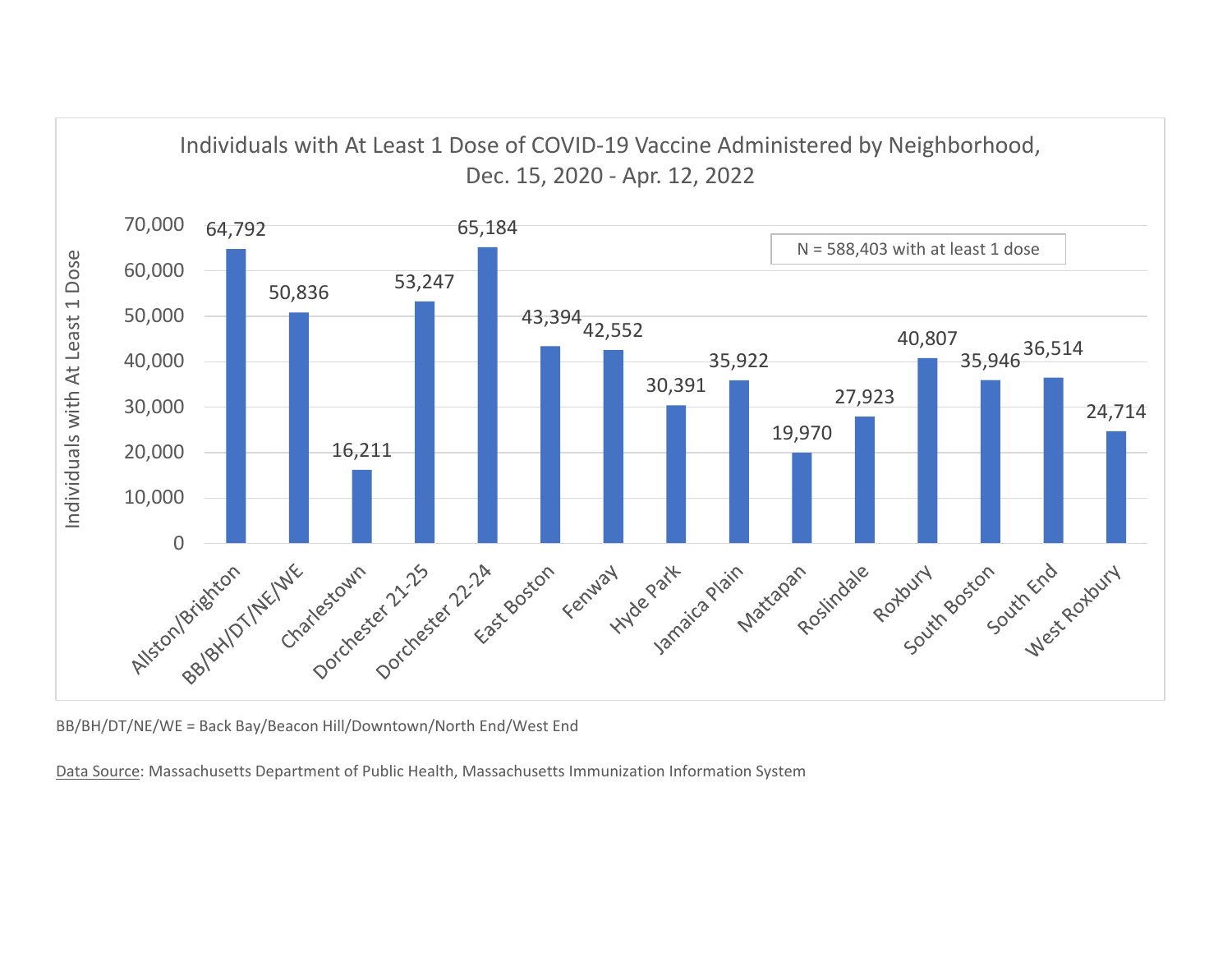## Individuals with At Least 1 Dose of COVID-19 Vaccine Administered by Neighborhood, Dec. 15, 2020 - Apr. 12, 2022

N = 588,403 with at least 1 dose

| Neighborhood | Individuals with At Least 1 Dose |
|---|---|
| Allston/Brighton | 64,792 |
| BB/BH/DT/NE/WE | 50,836 |
| Charlestown | 16,211 |
| Dorchester 21-25 | 53,247 |
| Dorchester 22-24 | 65,184 |
| East Boston | 43,394 |
| Fenway | 42,552 |
| Hyde Park | 30,391 |
| Jamaica Plain | 35,922 |
| Mattapan | 19,970 |
| Roslindale | 27,923 |
| Roxbury | 40,807 |
| South Boston | 35,946 |
| South End | 36,514 |
| West Roxbury | 24,714 |

BB/BH/DT/NE/WE = Back Bay/Beacon Hill/Downtown/North End/West End

Data Source: Massachusetts Department of Public Health, Massachusetts Immunization Information System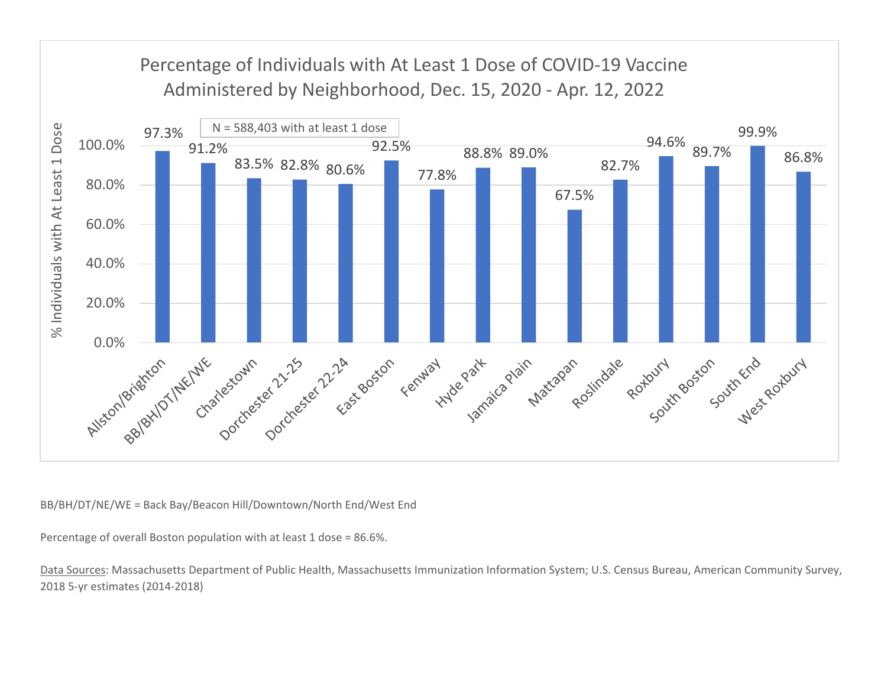## Percentage of Individuals with At Least 1 Dose of COVID-19 Vaccine Administered by Neighborhood, Dec. 15, 2020 - Apr. 12, 2022

N = 588,403 with at least 1 dose

| Neighborhood | % Individuals with At Least 1 Dose |
|---|---|
| Allston/Brighton | 97.3% |
| BB/BH/DT/NE/WE | 91.2% |
| Charlestown | 83.5% |
| Dorchester 21-25 | 82.8% |
| Dorchester 22-24 | 80.6% |
| East Boston | 92.5% |
| Fenway | 77.8% |
| Hyde Park | 88.8% |
| Jamaica Plain | 89.0% |
| Mattapan | 67.5% |
| Roslindale | 82.7% |
| Roxbury | 94.6% |
| South Boston | 89.7% |
| South End | 99.9% |
| West Roxbury | 86.8% |

BB/BH/DT/NE/WE = Back Bay/Beacon Hill/Downtown/North End/West End

Percentage of overall Boston population with at least 1 dose = 86.6%.

Data Sources: Massachusetts Department of Public Health, Massachusetts Immunization Information System; U.S. Census Bureau, American Community Survey, 2018 5-yr estimates (2014-2018)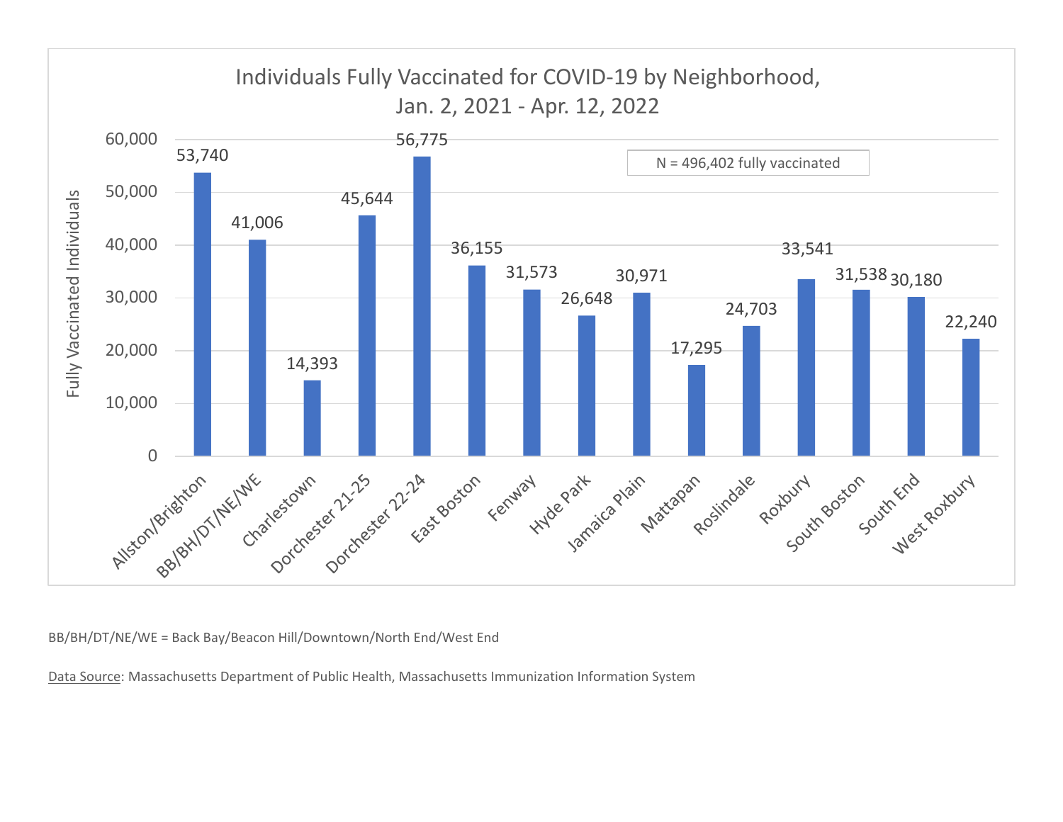## Individuals Fully Vaccinated for COVID-19 by Neighborhood, Jan. 2, 2021 - Apr. 12, 2022

N = 496,402 fully vaccinated

| Neighborhood | Fully Vaccinated Individuals |
| --- | --- |
| Allston/Brighton | 53,740 |
| BB/BH/DT/NE/WE | 41,006 |
| Charlestown | 14,393 |
| Dorchester 21-25 | 45,644 |
| Dorchester 22-24 | 56,775 |
| East Boston | 36,155 |
| Fenway | 31,573 |
| Hyde Park | 26,648 |
| Jamaica Plain | 30,971 |
| Mattapan | 17,295 |
| Roslindale | 24,703 |
| Roxbury | 33,541 |
| South Boston | 31,538 |
| South End | 30,180 |
| West Roxbury | 22,240 |

BB/BH/DT/NE/WE = Back Bay/Beacon Hill/Downtown/North End/West End

Data Source: Massachusetts Department of Public Health, Massachusetts Immunization Information System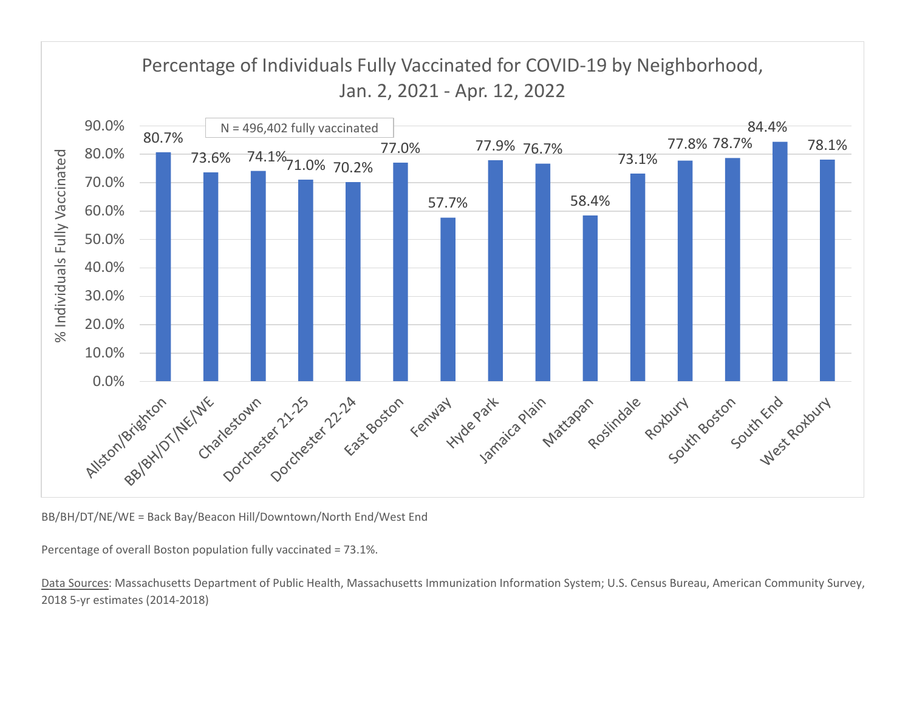## Percentage of Individuals Fully Vaccinated for COVID-19 by Neighborhood, Jan. 2, 2021 - Apr. 12, 2022

N = 496,402 fully vaccinated

| Neighborhood | % Individuals Fully Vaccinated |
| --- | --- |
| Allston/Brighton | 80.7% |
| BB/BH/DT/NE/WE | 73.6% |
| Charlestown | 74.1% |
| Dorchester 21-25 | 71.0% |
| Dorchester 22-24 | 70.2% |
| East Boston | 77.0% |
| Fenway | 57.7% |
| Hyde Park | 77.9% |
| Jamaica Plain | 76.7% |
| Mattapan | 58.4% |
| Roslindale | 73.1% |
| Roxbury | 77.8% |
| South Boston | 78.7% |
| South End | 84.4% |
| West Roxbury | 78.1% |

BB/BH/DT/NE/WE = Back Bay/Beacon Hill/Downtown/North End/West End

Percentage of overall Boston population fully vaccinated = 73.1%.

Data Sources: Massachusetts Department of Public Health, Massachusetts Immunization Information System; U.S. Census Bureau, American Community Survey, 2018 5-yr estimates (2014-2018)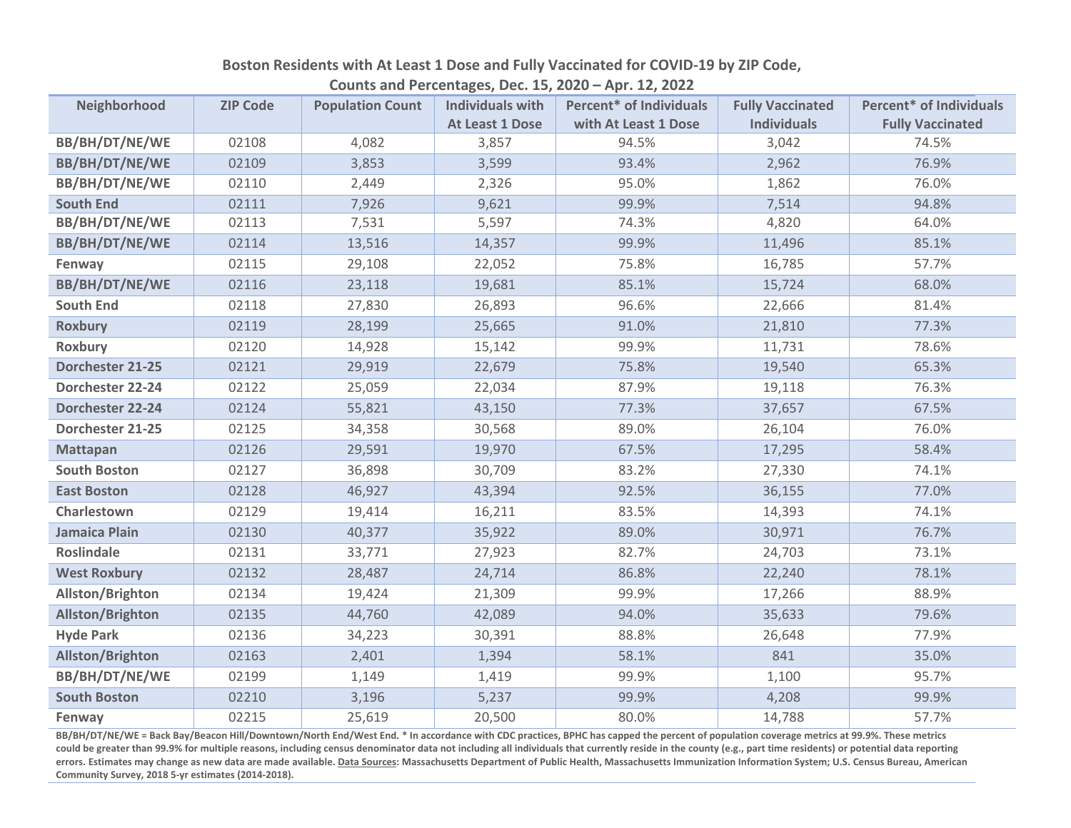## Boston Residents with At Least 1 Dose and Fully Vaccinated for COVID-19 by ZIP Code, Counts and Percentages, Dec. 15, 2020 – Apr. 12, 2022

| Neighborhood | ZIP Code | Population Count | Individuals with At Least 1 Dose | Percent* of Individuals with At Least 1 Dose | Fully Vaccinated Individuals | Percent* of Individuals Fully Vaccinated |
|---|---|---|---|---|---|---|
| BB/BH/DT/NE/WE | 02108 | 4,082 | 3,857 | 94.5% | 3,042 | 74.5% |
| BB/BH/DT/NE/WE | 02109 | 3,853 | 3,599 | 93.4% | 2,962 | 76.9% |
| BB/BH/DT/NE/WE | 02110 | 2,449 | 2,326 | 95.0% | 1,862 | 76.0% |
| South End | 02111 | 7,926 | 9,621 | 99.9% | 7,514 | 94.8% |
| BB/BH/DT/NE/WE | 02113 | 7,531 | 5,597 | 74.3% | 4,820 | 64.0% |
| BB/BH/DT/NE/WE | 02114 | 13,516 | 14,357 | 99.9% | 11,496 | 85.1% |
| Fenway | 02115 | 29,108 | 22,052 | 75.8% | 16,785 | 57.7% |
| BB/BH/DT/NE/WE | 02116 | 23,118 | 19,681 | 85.1% | 15,724 | 68.0% |
| South End | 02118 | 27,830 | 26,893 | 96.6% | 22,666 | 81.4% |
| Roxbury | 02119 | 28,199 | 25,665 | 91.0% | 21,810 | 77.3% |
| Roxbury | 02120 | 14,928 | 15,142 | 99.9% | 11,731 | 78.6% |
| Dorchester 21-25 | 02121 | 29,919 | 22,679 | 75.8% | 19,540 | 65.3% |
| Dorchester 22-24 | 02122 | 25,059 | 22,034 | 87.9% | 19,118 | 76.3% |
| Dorchester 22-24 | 02124 | 55,821 | 43,150 | 77.3% | 37,657 | 67.5% |
| Dorchester 21-25 | 02125 | 34,358 | 30,568 | 89.0% | 26,104 | 76.0% |
| Mattapan | 02126 | 29,591 | 19,970 | 67.5% | 17,295 | 58.4% |
| South Boston | 02127 | 36,898 | 30,709 | 83.2% | 27,330 | 74.1% |
| East Boston | 02128 | 46,927 | 43,394 | 92.5% | 36,155 | 77.0% |
| Charlestown | 02129 | 19,414 | 16,211 | 83.5% | 14,393 | 74.1% |
| Jamaica Plain | 02130 | 40,377 | 35,922 | 89.0% | 30,971 | 76.7% |
| Roslindale | 02131 | 33,771 | 27,923 | 82.7% | 24,703 | 73.1% |
| West Roxbury | 02132 | 28,487 | 24,714 | 86.8% | 22,240 | 78.1% |
| Allston/Brighton | 02134 | 19,424 | 21,309 | 99.9% | 17,266 | 88.9% |
| Allston/Brighton | 02135 | 44,760 | 42,089 | 94.0% | 35,633 | 79.6% |
| Hyde Park | 02136 | 34,223 | 30,391 | 88.8% | 26,648 | 77.9% |
| Allston/Brighton | 02163 | 2,401 | 1,394 | 58.1% | 841 | 35.0% |
| BB/BH/DT/NE/WE | 02199 | 1,149 | 1,419 | 99.9% | 1,100 | 95.7% |
| South Boston | 02210 | 3,196 | 5,237 | 99.9% | 4,208 | 99.9% |
| Fenway | 02215 | 25,619 | 20,500 | 80.0% | 14,788 | 57.7% |

BB/BH/DT/NE/WE = Back Bay/Beacon Hill/Downtown/North End/West End. * In accordance with CDC practices, BPHC has capped the percent of population coverage metrics at 99.9%. These metrics could be greater than 99.9% for multiple reasons, including census denominator data not including all individuals that currently reside in the county (e.g., part time residents) or potential data reporting errors. Estimates may change as new data are made available. Data Sources: Massachusetts Department of Public Health, Massachusetts Immunization Information System; U.S. Census Bureau, American Community Survey, 2018 5-yr estimates (2014-2018).